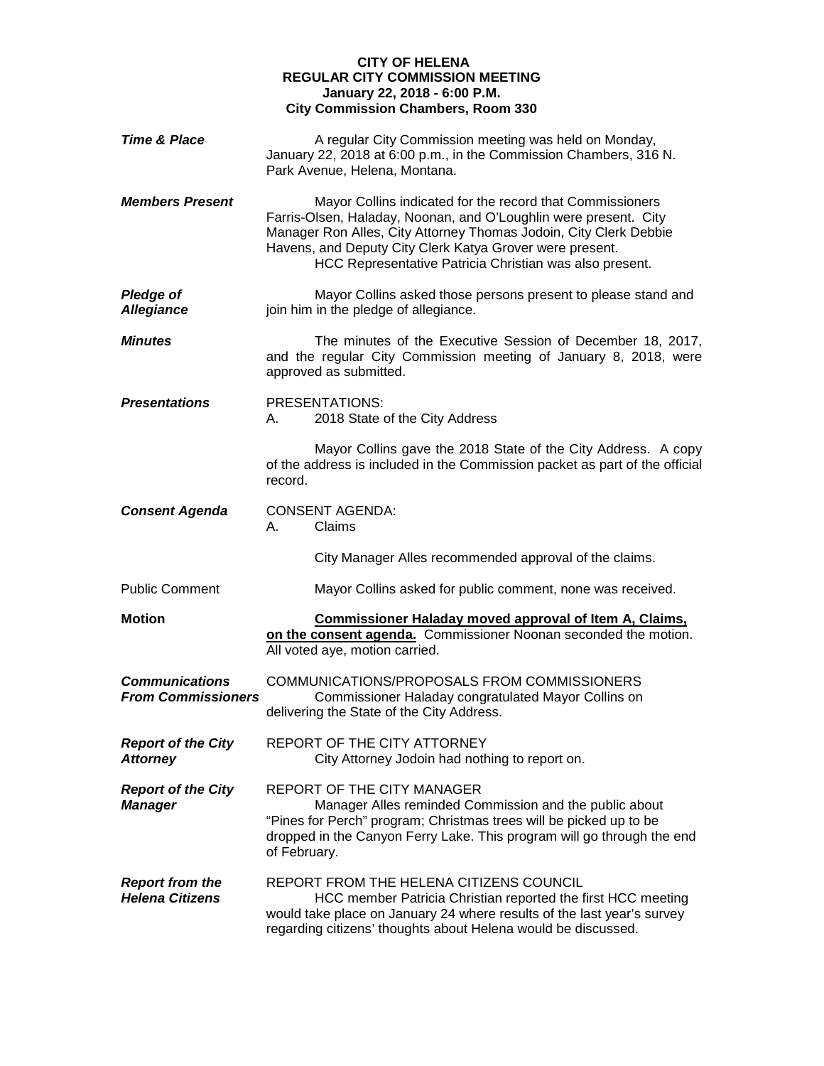**CITY OF HELENA**
**REGULAR CITY COMMISSION MEETING**
**January 22, 2018 - 6:00 P.M.**
**City Commission Chambers, Room 330**

***Time & Place***

A regular City Commission meeting was held on Monday, January 22, 2018 at 6:00 p.m., in the Commission Chambers, 316 N. Park Avenue, Helena, Montana.

***Members Present***

Mayor Collins indicated for the record that Commissioners Farris-Olsen, Haladay, Noonan, and O'Loughlin were present. City Manager Ron Alles, City Attorney Thomas Jodoin, City Clerk Debbie Havens, and Deputy City Clerk Katya Grover were present.

HCC Representative Patricia Christian was also present.

***Pledge of Allegiance***

Mayor Collins asked those persons present to please stand and join him in the pledge of allegiance.

***Minutes***

The minutes of the Executive Session of December 18, 2017, and the regular City Commission meeting of January 8, 2018, were approved as submitted.

***Presentations***

PRESENTATIONS:

A. 2018 State of the City Address

Mayor Collins gave the 2018 State of the City Address. A copy of the address is included in the Commission packet as part of the official record.

***Consent Agenda***

CONSENT AGENDA:

A. Claims

City Manager Alles recommended approval of the claims.

Public Comment

Mayor Collins asked for public comment, none was received.

**Motion**

**Commissioner Haladay moved approval of Item A, Claims, on the consent agenda.** Commissioner Noonan seconded the motion. All voted aye, motion carried.

***Communications From Commissioners***

COMMUNICATIONS/PROPOSALS FROM COMMISSIONERS

Commissioner Haladay congratulated Mayor Collins on delivering the State of the City Address.

***Report of the City Attorney***

REPORT OF THE CITY ATTORNEY

City Attorney Jodoin had nothing to report on.

***Report of the City Manager***

REPORT OF THE CITY MANAGER

Manager Alles reminded Commission and the public about "Pines for Perch" program; Christmas trees will be picked up to be dropped in the Canyon Ferry Lake. This program will go through the end of February.

***Report from the Helena Citizens***

REPORT FROM THE HELENA CITIZENS COUNCIL

HCC member Patricia Christian reported the first HCC meeting would take place on January 24 where results of the last year's survey regarding citizens' thoughts about Helena would be discussed.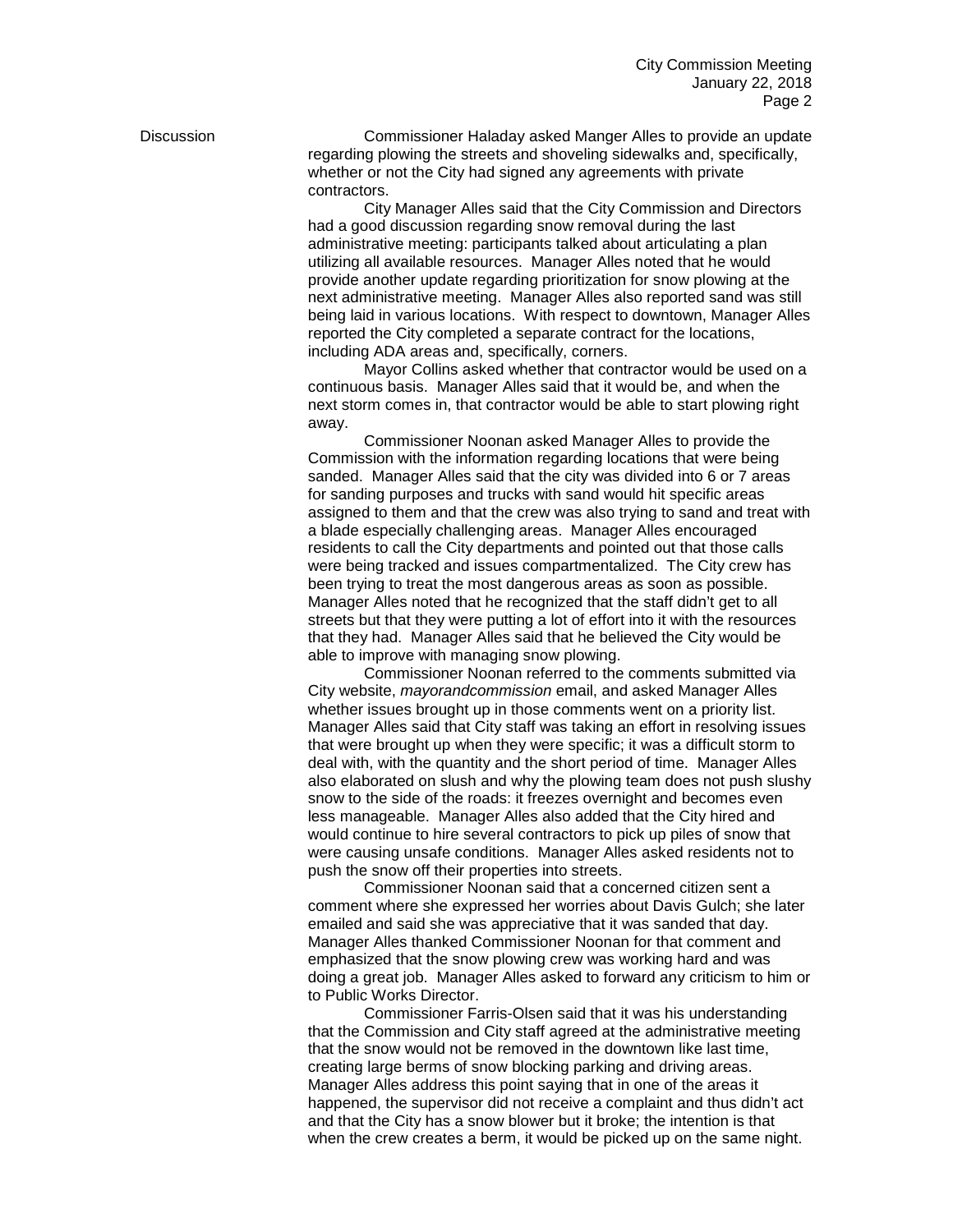Discussion

Commissioner Haladay asked Manger Alles to provide an update regarding plowing the streets and shoveling sidewalks and, specifically, whether or not the City had signed any agreements with private contractors.

City Manager Alles said that the City Commission and Directors had a good discussion regarding snow removal during the last administrative meeting: participants talked about articulating a plan utilizing all available resources. Manager Alles noted that he would provide another update regarding prioritization for snow plowing at the next administrative meeting. Manager Alles also reported sand was still being laid in various locations. With respect to downtown, Manager Alles reported the City completed a separate contract for the locations, including ADA areas and, specifically, corners.

Mayor Collins asked whether that contractor would be used on a continuous basis. Manager Alles said that it would be, and when the next storm comes in, that contractor would be able to start plowing right away.

Commissioner Noonan asked Manager Alles to provide the Commission with the information regarding locations that were being sanded. Manager Alles said that the city was divided into 6 or 7 areas for sanding purposes and trucks with sand would hit specific areas assigned to them and that the crew was also trying to sand and treat with a blade especially challenging areas. Manager Alles encouraged residents to call the City departments and pointed out that those calls were being tracked and issues compartmentalized. The City crew has been trying to treat the most dangerous areas as soon as possible. Manager Alles noted that he recognized that the staff didn't get to all streets but that they were putting a lot of effort into it with the resources that they had. Manager Alles said that he believed the City would be able to improve with managing snow plowing.

Commissioner Noonan referred to the comments submitted via City website, *mayorandcommission* email, and asked Manager Alles whether issues brought up in those comments went on a priority list. Manager Alles said that City staff was taking an effort in resolving issues that were brought up when they were specific; it was a difficult storm to deal with, with the quantity and the short period of time. Manager Alles also elaborated on slush and why the plowing team does not push slushy snow to the side of the roads: it freezes overnight and becomes even less manageable. Manager Alles also added that the City hired and would continue to hire several contractors to pick up piles of snow that were causing unsafe conditions. Manager Alles asked residents not to push the snow off their properties into streets.

Commissioner Noonan said that a concerned citizen sent a comment where she expressed her worries about Davis Gulch; she later emailed and said she was appreciative that it was sanded that day. Manager Alles thanked Commissioner Noonan for that comment and emphasized that the snow plowing crew was working hard and was doing a great job. Manager Alles asked to forward any criticism to him or to Public Works Director.

Commissioner Farris-Olsen said that it was his understanding that the Commission and City staff agreed at the administrative meeting that the snow would not be removed in the downtown like last time, creating large berms of snow blocking parking and driving areas. Manager Alles address this point saying that in one of the areas it happened, the supervisor did not receive a complaint and thus didn't act and that the City has a snow blower but it broke; the intention is that when the crew creates a berm, it would be picked up on the same night.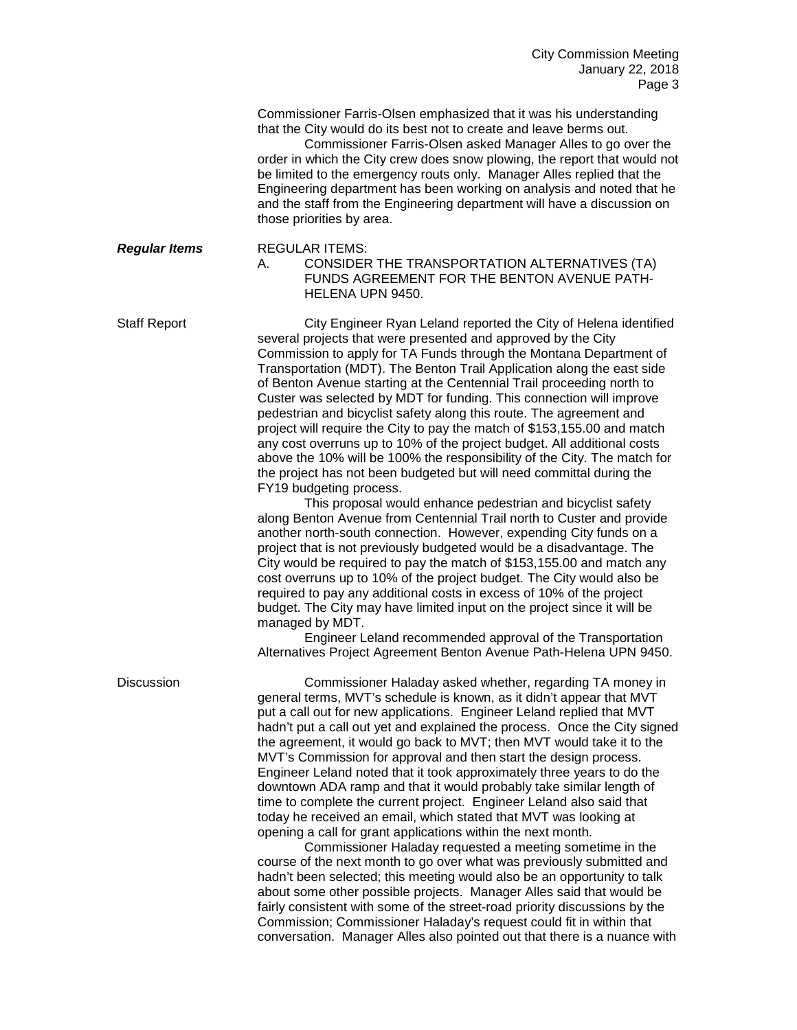Commissioner Farris-Olsen emphasized that it was his understanding that the City would do its best not to create and leave berms out.

Commissioner Farris-Olsen asked Manager Alles to go over the order in which the City crew does snow plowing, the report that would not be limited to the emergency routs only. Manager Alles replied that the Engineering department has been working on analysis and noted that he and the staff from the Engineering department will have a discussion on those priorities by area.

***Regular Items***

REGULAR ITEMS:

A. CONSIDER THE TRANSPORTATION ALTERNATIVES (TA) FUNDS AGREEMENT FOR THE BENTON AVENUE PATH-HELENA UPN 9450.

Staff Report

City Engineer Ryan Leland reported the City of Helena identified several projects that were presented and approved by the City Commission to apply for TA Funds through the Montana Department of Transportation (MDT). The Benton Trail Application along the east side of Benton Avenue starting at the Centennial Trail proceeding north to Custer was selected by MDT for funding. This connection will improve pedestrian and bicyclist safety along this route. The agreement and project will require the City to pay the match of $153,155.00 and match any cost overruns up to 10% of the project budget. All additional costs above the 10% will be 100% the responsibility of the City. The match for the project has not been budgeted but will need committal during the FY19 budgeting process.

This proposal would enhance pedestrian and bicyclist safety along Benton Avenue from Centennial Trail north to Custer and provide another north-south connection. However, expending City funds on a project that is not previously budgeted would be a disadvantage. The City would be required to pay the match of $153,155.00 and match any cost overruns up to 10% of the project budget. The City would also be required to pay any additional costs in excess of 10% of the project budget. The City may have limited input on the project since it will be managed by MDT.

Engineer Leland recommended approval of the Transportation Alternatives Project Agreement Benton Avenue Path-Helena UPN 9450.

Discussion

Commissioner Haladay asked whether, regarding TA money in general terms, MVT's schedule is known, as it didn't appear that MVT put a call out for new applications. Engineer Leland replied that MVT hadn't put a call out yet and explained the process. Once the City signed the agreement, it would go back to MVT; then MVT would take it to the MVT's Commission for approval and then start the design process. Engineer Leland noted that it took approximately three years to do the downtown ADA ramp and that it would probably take similar length of time to complete the current project. Engineer Leland also said that today he received an email, which stated that MVT was looking at opening a call for grant applications within the next month.

Commissioner Haladay requested a meeting sometime in the course of the next month to go over what was previously submitted and hadn't been selected; this meeting would also be an opportunity to talk about some other possible projects. Manager Alles said that would be fairly consistent with some of the street-road priority discussions by the Commission; Commissioner Haladay's request could fit in within that conversation. Manager Alles also pointed out that there is a nuance with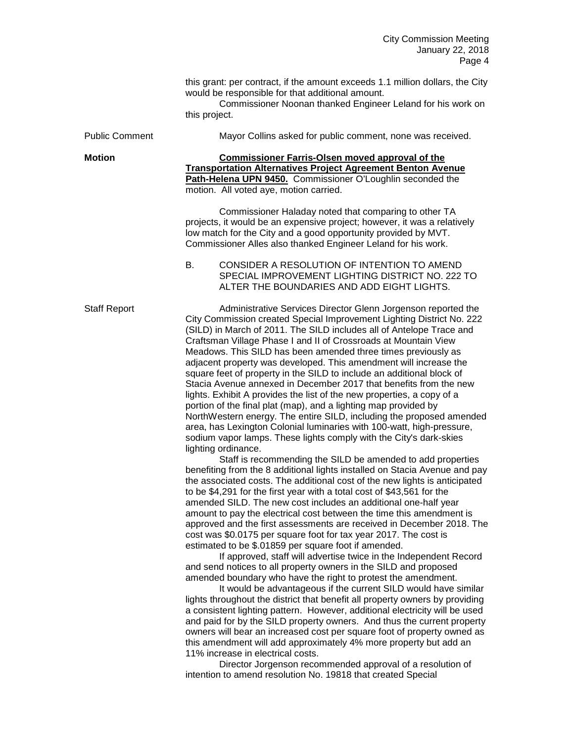this grant: per contract, if the amount exceeds 1.1 million dollars, the City would be responsible for that additional amount.

Commissioner Noonan thanked Engineer Leland for his work on this project.

Public Comment

Mayor Collins asked for public comment, none was received.

**Motion**

**Commissioner Farris-Olsen moved approval of the Transportation Alternatives Project Agreement Benton Avenue Path-Helena UPN 9450.** Commissioner O'Loughlin seconded the motion. All voted aye, motion carried.

Commissioner Haladay noted that comparing to other TA projects, it would be an expensive project; however, it was a relatively low match for the City and a good opportunity provided by MVT. Commissioner Alles also thanked Engineer Leland for his work.

B. CONSIDER A RESOLUTION OF INTENTION TO AMEND SPECIAL IMPROVEMENT LIGHTING DISTRICT NO. 222 TO ALTER THE BOUNDARIES AND ADD EIGHT LIGHTS.

Staff Report

Administrative Services Director Glenn Jorgenson reported the City Commission created Special Improvement Lighting District No. 222 (SILD) in March of 2011. The SILD includes all of Antelope Trace and Craftsman Village Phase I and II of Crossroads at Mountain View Meadows. This SILD has been amended three times previously as adjacent property was developed. This amendment will increase the square feet of property in the SILD to include an additional block of Stacia Avenue annexed in December 2017 that benefits from the new lights. Exhibit A provides the list of the new properties, a copy of a portion of the final plat (map), and a lighting map provided by NorthWestern energy. The entire SILD, including the proposed amended area, has Lexington Colonial luminaries with 100-watt, high-pressure, sodium vapor lamps. These lights comply with the City's dark-skies lighting ordinance.

Staff is recommending the SILD be amended to add properties benefiting from the 8 additional lights installed on Stacia Avenue and pay the associated costs. The additional cost of the new lights is anticipated to be $4,291 for the first year with a total cost of $43,561 for the amended SILD. The new cost includes an additional one-half year amount to pay the electrical cost between the time this amendment is approved and the first assessments are received in December 2018. The cost was $0.0175 per square foot for tax year 2017. The cost is estimated to be $.01859 per square foot if amended.

If approved, staff will advertise twice in the Independent Record and send notices to all property owners in the SILD and proposed amended boundary who have the right to protest the amendment.

It would be advantageous if the current SILD would have similar lights throughout the district that benefit all property owners by providing a consistent lighting pattern. However, additional electricity will be used and paid for by the SILD property owners. And thus the current property owners will bear an increased cost per square foot of property owned as this amendment will add approximately 4% more property but add an 11% increase in electrical costs.

Director Jorgenson recommended approval of a resolution of intention to amend resolution No. 19818 that created Special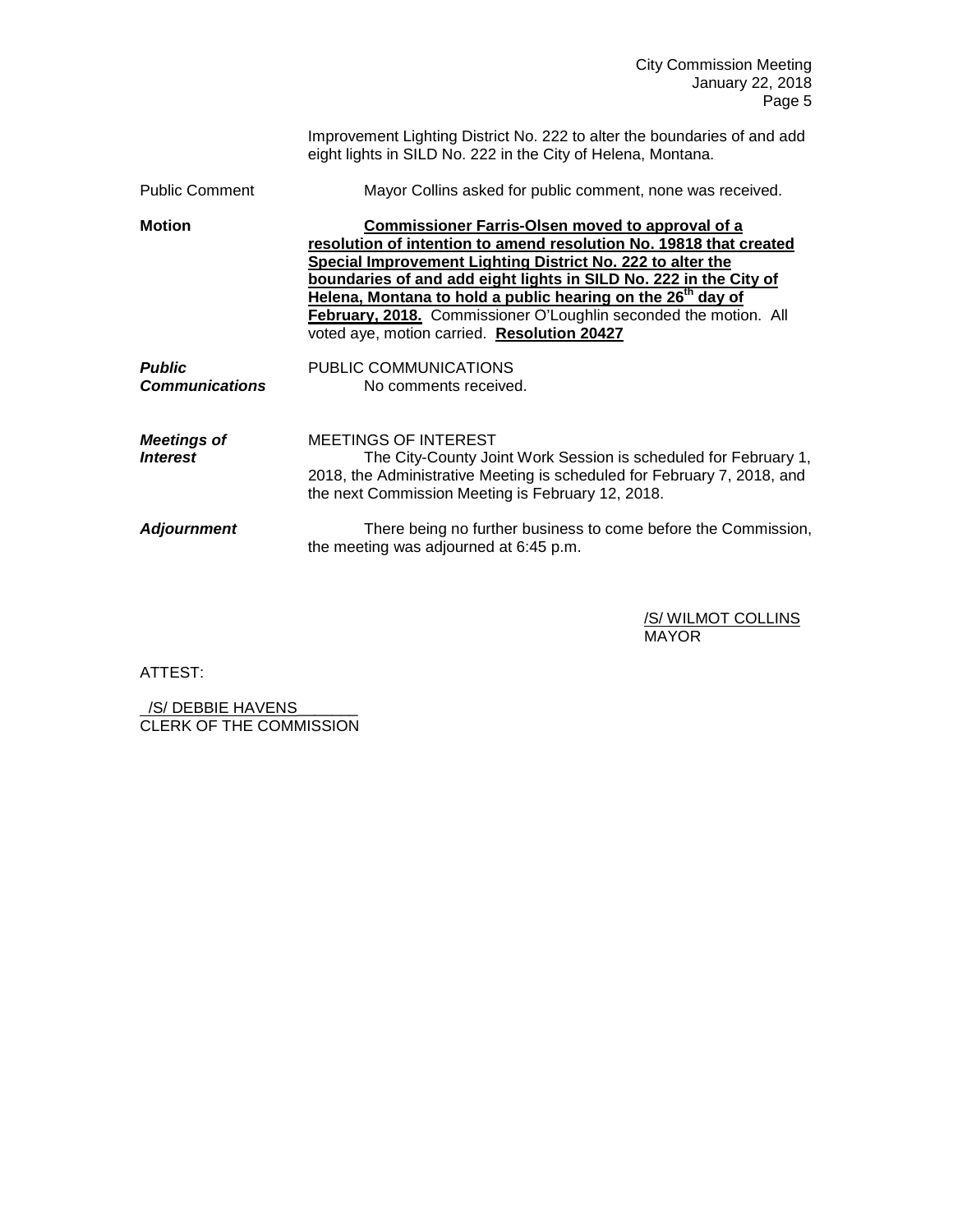Improvement Lighting District No. 222 to alter the boundaries of and add eight lights in SILD No. 222 in the City of Helena, Montana.

**Public Comment**

Mayor Collins asked for public comment, none was received.

**Motion**

**Commissioner Farris-Olsen moved to approval of a resolution of intention to amend resolution No. 19818 that created Special Improvement Lighting District No. 222 to alter the boundaries of and add eight lights in SILD No. 222 in the City of Helena, Montana to hold a public hearing on the 26th day of February, 2018.** Commissioner O'Loughlin seconded the motion. All voted aye, motion carried. **Resolution 20427**

***Public Communications***

PUBLIC COMMUNICATIONS

No comments received.

***Meetings of Interest***

MEETINGS OF INTEREST

The City-County Joint Work Session is scheduled for February 1, 2018, the Administrative Meeting is scheduled for February 7, 2018, and the next Commission Meeting is February 12, 2018.

***Adjournment***

There being no further business to come before the Commission, the meeting was adjourned at 6:45 p.m.

/S/ WILMOT COLLINS
MAYOR

ATTEST:

/S/ DEBBIE HAVENS
CLERK OF THE COMMISSION